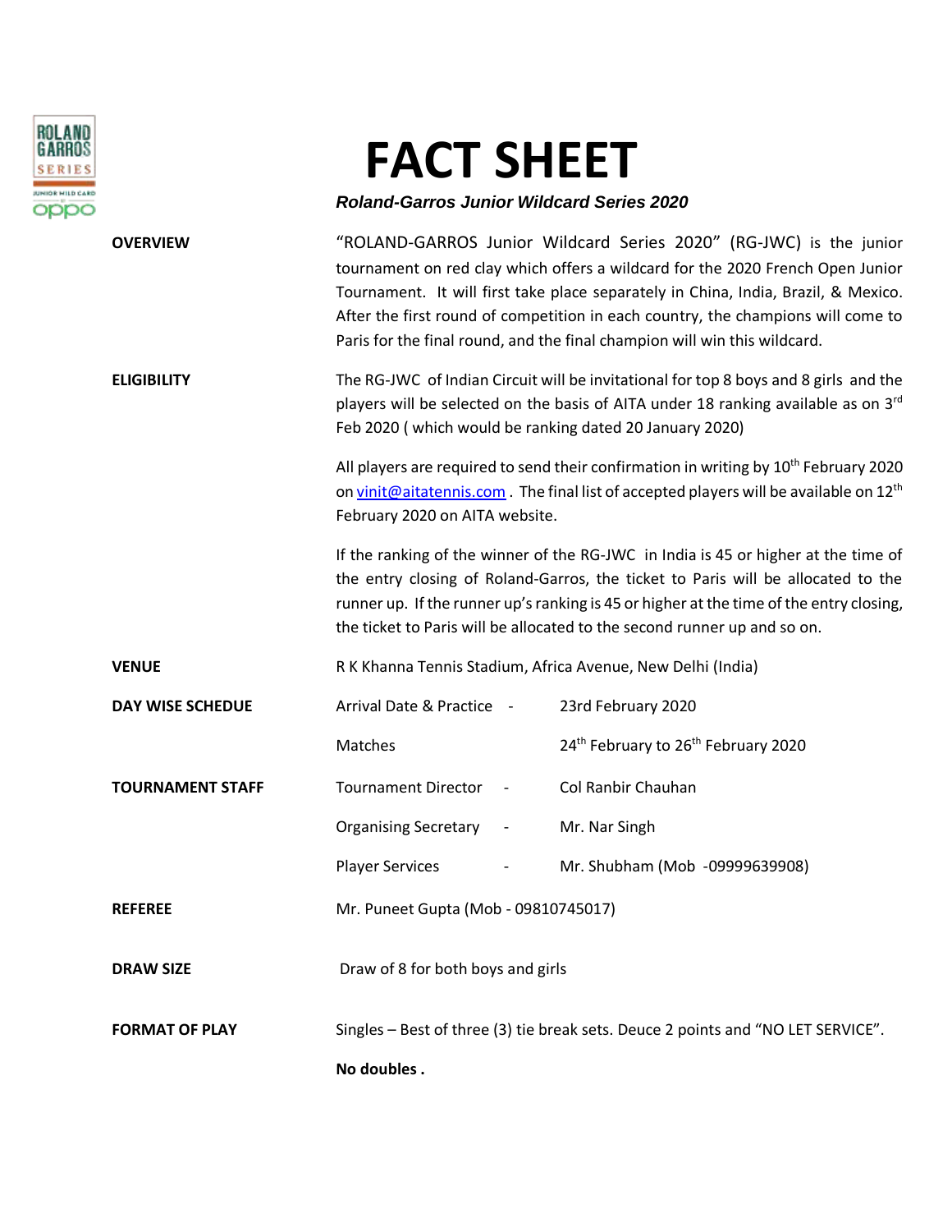# FACT SHEET

***Roland-Garros Junior Wildcard Series 2020***

**OVERVIEW**

"ROLAND-GARROS Junior Wildcard Series 2020" (RG-JWC) is the junior tournament on red clay which offers a wildcard for the 2020 French Open Junior Tournament. It will first take place separately in China, India, Brazil, & Mexico. After the first round of competition in each country, the champions will come to Paris for the final round, and the final champion will win this wildcard.

**ELIGIBILITY**

The RG-JWC of Indian Circuit will be invitational for top 8 boys and 8 girls and the players will be selected on the basis of AITA under 18 ranking available as on 3rd Feb 2020 ( which would be ranking dated 20 January 2020)

All players are required to send their confirmation in writing by 10th February 2020 on vinit@aitatennis.com . The final list of accepted players will be available on 12th February 2020 on AITA website.

If the ranking of the winner of the RG-JWC in India is 45 or higher at the time of the entry closing of Roland-Garros, the ticket to Paris will be allocated to the runner up. If the runner up's ranking is 45 or higher at the time of the entry closing, the ticket to Paris will be allocated to the second runner up and so on.

**VENUE**

R K Khanna Tennis Stadium, Africa Avenue, New Delhi (India)

**DAY WISE SCHEDULE**

| | |
|---|---|
| Arrival Date & Practice - | 23rd February 2020 |
| Matches | 24th February to 26th February 2020 |

**TOURNAMENT STAFF**

| | |
|---|---|
| Tournament Director - | Col Ranbir Chauhan |
| Organising Secretary - | Mr. Nar Singh |
| Player Services - | Mr. Shubham (Mob -09999639908) |

**REFEREE**

Mr. Puneet Gupta (Mob - 09810745017)

**DRAW SIZE**

Draw of 8 for both boys and girls

**FORMAT OF PLAY**

Singles – Best of three (3) tie break sets. Deuce 2 points and "NO LET SERVICE".

**No doubles .**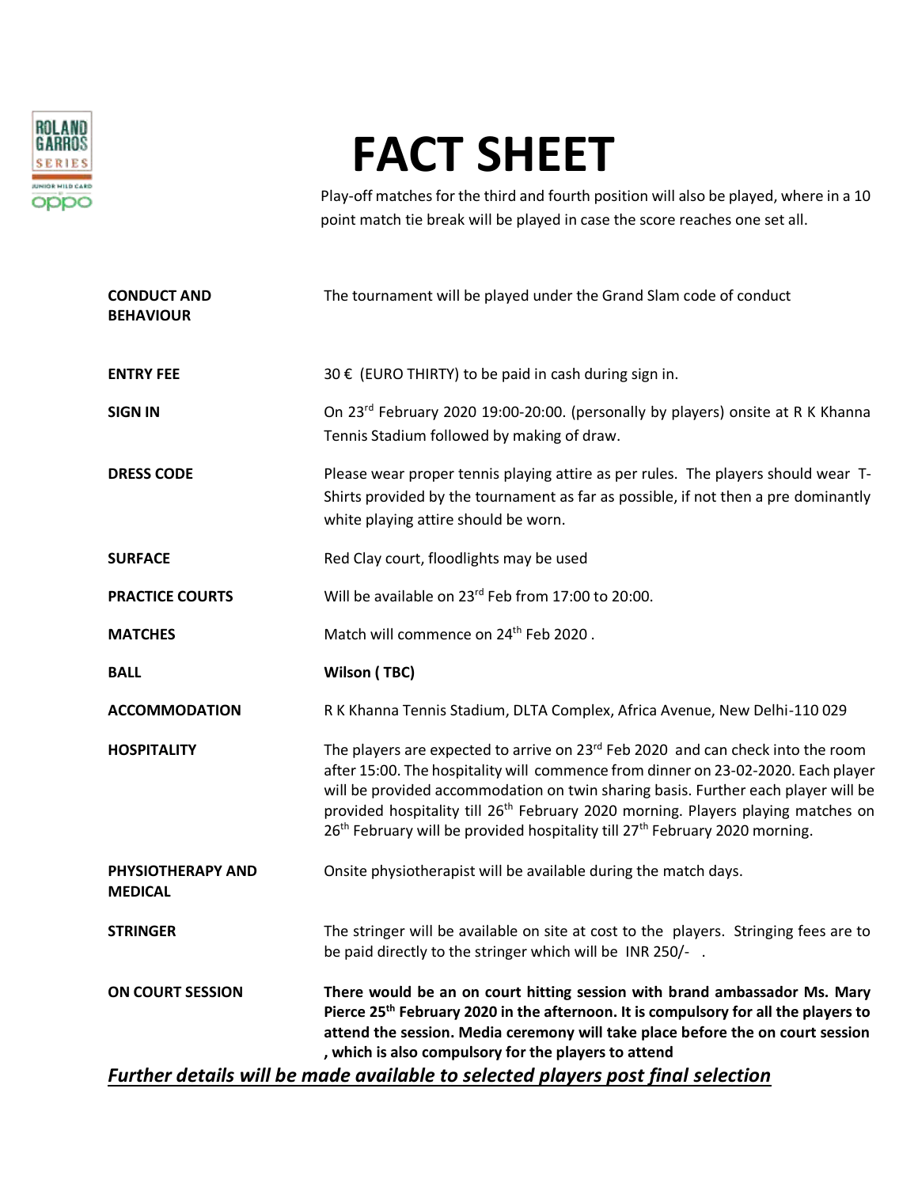# FACT SHEET

Play-off matches for the third and fourth position will also be played, where in a 10 point match tie break will be played in case the score reaches one set all.

| | |
|---|---|
| **CONDUCT AND BEHAVIOUR** | The tournament will be played under the Grand Slam code of conduct |
| **ENTRY FEE** | 30 € (EURO THIRTY) to be paid in cash during sign in. |
| **SIGN IN** | On 23rd February 2020 19:00-20:00. (personally by players) onsite at R K Khanna Tennis Stadium followed by making of draw. |
| **DRESS CODE** | Please wear proper tennis playing attire as per rules. The players should wear T-Shirts provided by the tournament as far as possible, if not then a pre dominantly white playing attire should be worn. |
| **SURFACE** | Red Clay court, floodlights may be used |
| **PRACTICE COURTS** | Will be available on 23rd Feb from 17:00 to 20:00. |
| **MATCHES** | Match will commence on 24th Feb 2020 . |
| **BALL** | **Wilson ( TBC)** |
| **ACCOMMODATION** | R K Khanna Tennis Stadium, DLTA Complex, Africa Avenue, New Delhi-110 029 |
| **HOSPITALITY** | The players are expected to arrive on 23rd Feb 2020 and can check into the room after 15:00. The hospitality will commence from dinner on 23-02-2020. Each player will be provided accommodation on twin sharing basis. Further each player will be provided hospitality till 26th February 2020 morning. Players playing matches on 26th February will be provided hospitality till 27th February 2020 morning. |
| **PHYSIOTHERAPY AND MEDICAL** | Onsite physiotherapist will be available during the match days. |
| **STRINGER** | The stringer will be available on site at cost to the players. Stringing fees are to be paid directly to the stringer which will be INR 250/- . |
| **ON COURT SESSION** | **There would be an on court hitting session with brand ambassador Ms. Mary Pierce 25th February 2020 in the afternoon. It is compulsory for all the players to attend the session. Media ceremony will take place before the on court session , which is also compulsory for the players to attend** |

***Further details will be made available to selected players post final selection***